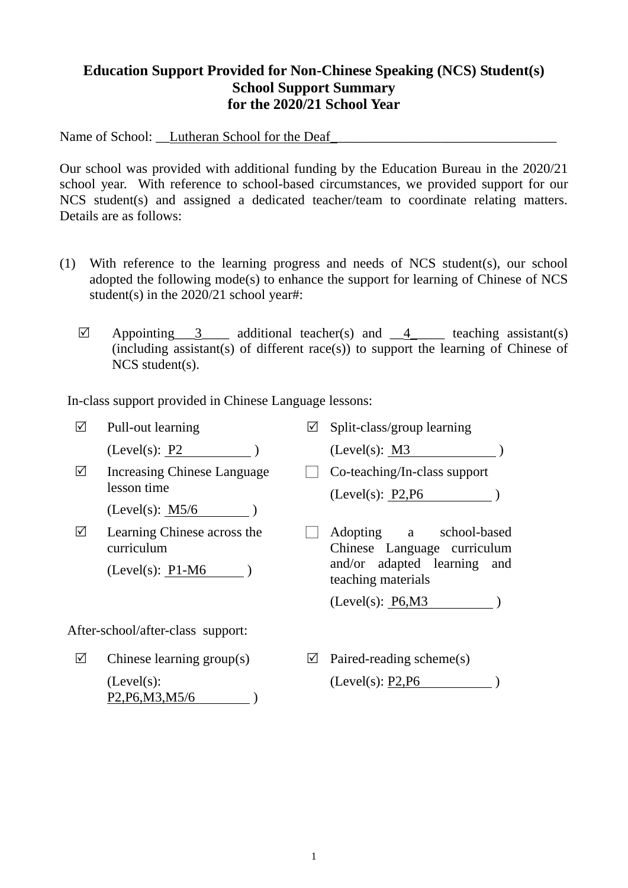**Education Support Provided for Non-Chinese Speaking (NCS) Student(s)**
**School Support Summary**
**for the 2020/21 School Year**

Name of School: Lutheran School for the Deaf

Our school was provided with additional funding by the Education Bureau in the 2020/21 school year. With reference to school-based circumstances, we provided support for our NCS student(s) and assigned a dedicated teacher/team to coordinate relating matters. Details are as follows:

(1) With reference to the learning progress and needs of NCS student(s), our school adopted the following mode(s) to enhance the support for learning of Chinese of NCS student(s) in the 2020/21 school year#:

- ☑ Appointing 3 additional teacher(s) and 4 teaching assistant(s) (including assistant(s) of different race(s)) to support the learning of Chinese of NCS student(s).

In-class support provided in Chinese Language lessons:

- ☑ Pull-out learning (Level(s): P2)
- ☑ Split-class/group learning (Level(s): M3)
- ☑ Increasing Chinese Language lesson time (Level(s): M5/6)
- ☐ Co-teaching/In-class support (Level(s): P2,P6)
- ☑ Learning Chinese across the curriculum (Level(s): P1-M6)
- ☐ Adopting a school-based Chinese Language curriculum and/or adapted learning and teaching materials (Level(s): P6,M3)

After-school/after-class support:

- ☑ Chinese learning group(s) (Level(s): P2,P6,M3,M5/6)
- ☑ Paired-reading scheme(s) (Level(s): P2,P6)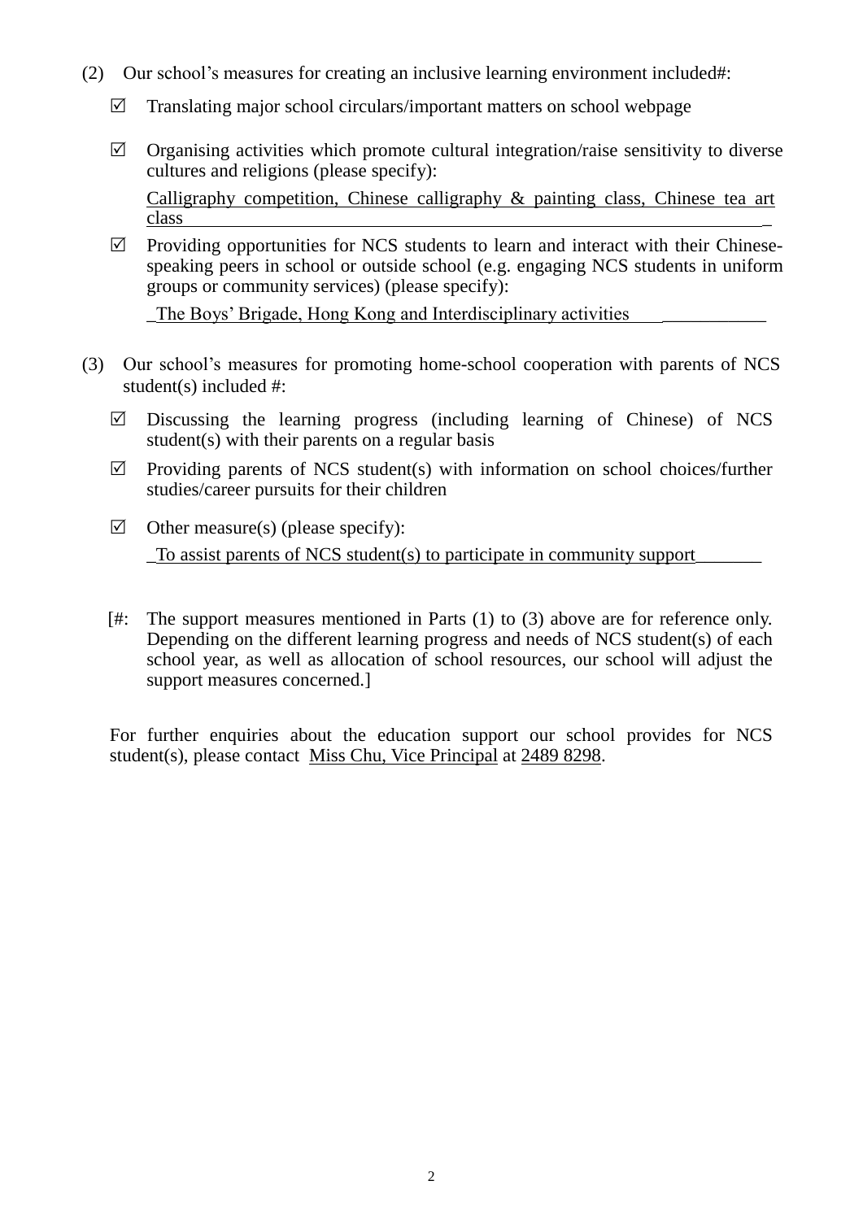(2) Our school's measures for creating an inclusive learning environment included#:

- ☑ Translating major school circulars/important matters on school webpage
- ☑ Organising activities which promote cultural integration/raise sensitivity to diverse cultures and religions (please specify):

  Calligraphy competition, Chinese calligraphy & painting class, Chinese tea art class

- ☑ Providing opportunities for NCS students to learn and interact with their Chinese-speaking peers in school or outside school (e.g. engaging NCS students in uniform groups or community services) (please specify):

  The Boys' Brigade, Hong Kong and Interdisciplinary activities

(3) Our school's measures for promoting home-school cooperation with parents of NCS student(s) included #:

- ☑ Discussing the learning progress (including learning of Chinese) of NCS student(s) with their parents on a regular basis
- ☑ Providing parents of NCS student(s) with information on school choices/further studies/career pursuits for their children
- ☑ Other measure(s) (please specify):

  To assist parents of NCS student(s) to participate in community support

[#: The support measures mentioned in Parts (1) to (3) above are for reference only. Depending on the different learning progress and needs of NCS student(s) of each school year, as well as allocation of school resources, our school will adjust the support measures concerned.]

For further enquiries about the education support our school provides for NCS student(s), please contact Miss Chu, Vice Principal at 2489 8298.